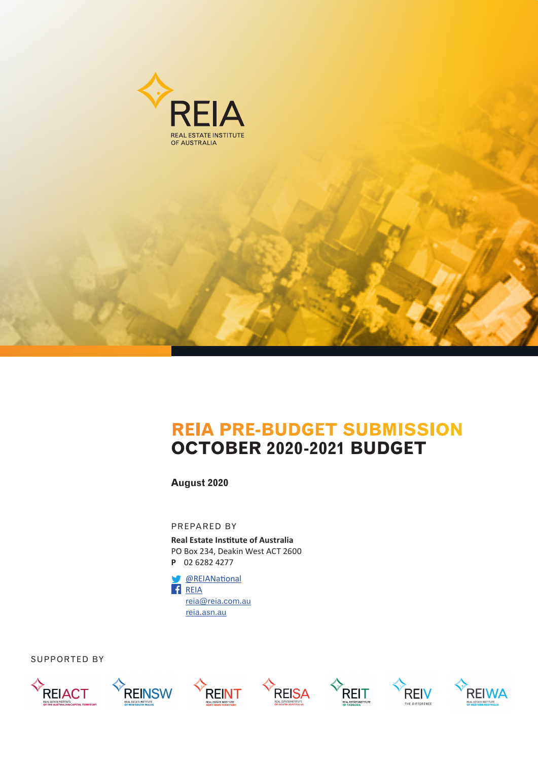REIA

REAL ESTATE INSTITUTE OF AUSTRALIA

# REIA PRE-BUDGET SUBMISSION OCTOBER 2020-2021 BUDGET

**August 2020**

PREPARED BY

**Real Estate Institute of Australia**
PO Box 234, Deakin West ACT 2600
**P** 02 6282 4277

@REIANational
REIA
reia@reia.com.au
reia.asn.au

SUPPORTED BY

REIACT REINSW REINT REISA REIT REIV REIWA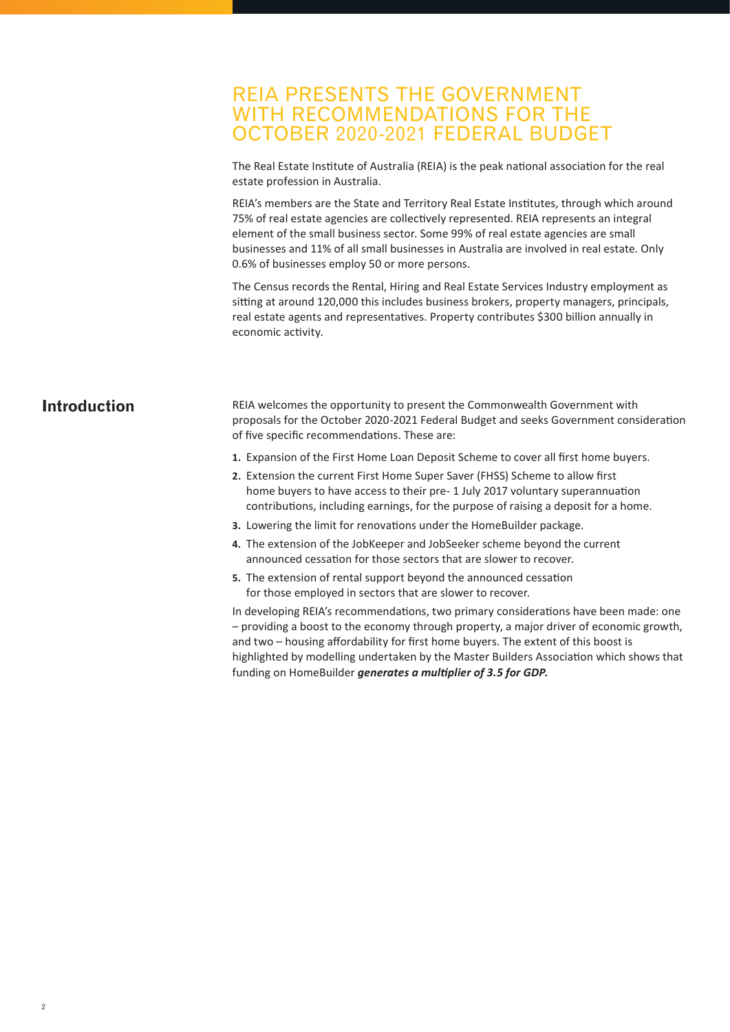# REIA PRESENTS THE GOVERNMENT WITH RECOMMENDATIONS FOR THE OCTOBER 2020-2021 FEDERAL BUDGET

The Real Estate Institute of Australia (REIA) is the peak national association for the real estate profession in Australia.

REIA's members are the State and Territory Real Estate Institutes, through which around 75% of real estate agencies are collectively represented. REIA represents an integral element of the small business sector. Some 99% of real estate agencies are small businesses and 11% of all small businesses in Australia are involved in real estate. Only 0.6% of businesses employ 50 or more persons.

The Census records the Rental, Hiring and Real Estate Services Industry employment as sitting at around 120,000 this includes business brokers, property managers, principals, real estate agents and representatives. Property contributes $300 billion annually in economic activity.

## Introduction

REIA welcomes the opportunity to present the Commonwealth Government with proposals for the October 2020-2021 Federal Budget and seeks Government consideration of five specific recommendations. These are:

1. Expansion of the First Home Loan Deposit Scheme to cover all first home buyers.
2. Extension the current First Home Super Saver (FHSS) Scheme to allow first home buyers to have access to their pre- 1 July 2017 voluntary superannuation contributions, including earnings, for the purpose of raising a deposit for a home.
3. Lowering the limit for renovations under the HomeBuilder package.
4. The extension of the JobKeeper and JobSeeker scheme beyond the current announced cessation for those sectors that are slower to recover.
5. The extension of rental support beyond the announced cessation for those employed in sectors that are slower to recover.

In developing REIA's recommendations, two primary considerations have been made: one – providing a boost to the economy through property, a major driver of economic growth, and two – housing affordability for first home buyers. The extent of this boost is highlighted by modelling undertaken by the Master Builders Association which shows that funding on HomeBuilder ***generates a multiplier of 3.5 for GDP.***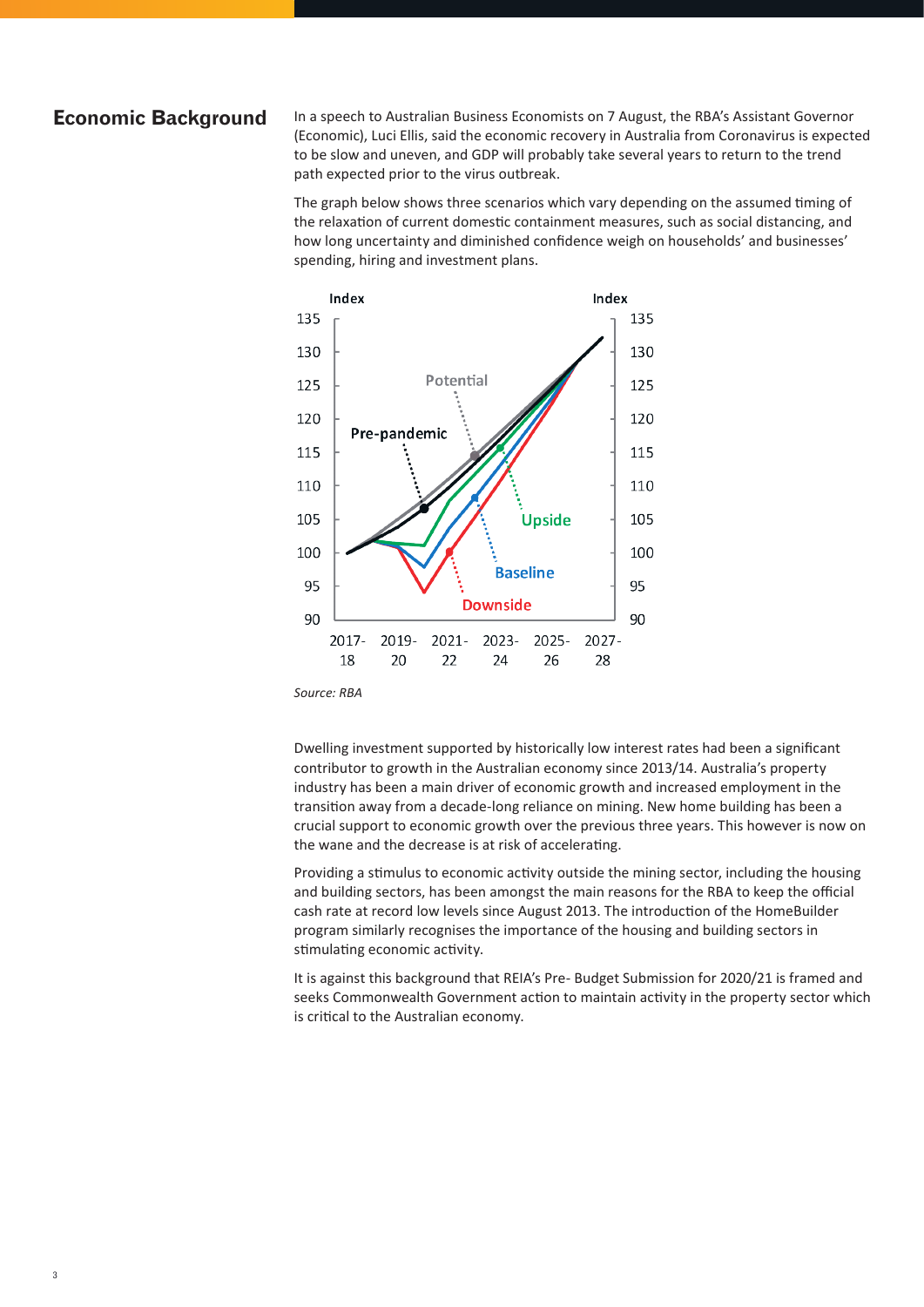## Economic Background

In a speech to Australian Business Economists on 7 August, the RBA's Assistant Governor (Economic), Luci Ellis, said the economic recovery in Australia from Coronavirus is expected to be slow and uneven, and GDP will probably take several years to return to the trend path expected prior to the virus outbreak.

The graph below shows three scenarios which vary depending on the assumed timing of the relaxation of current domestic containment measures, such as social distancing, and how long uncertainty and diminished confidence weigh on households' and businesses' spending, hiring and investment plans.

*Source: RBA*

Dwelling investment supported by historically low interest rates had been a significant contributor to growth in the Australian economy since 2013/14. Australia's property industry has been a main driver of economic growth and increased employment in the transition away from a decade-long reliance on mining. New home building has been a crucial support to economic growth over the previous three years. This however is now on the wane and the decrease is at risk of accelerating.

Providing a stimulus to economic activity outside the mining sector, including the housing and building sectors, has been amongst the main reasons for the RBA to keep the official cash rate at record low levels since August 2013. The introduction of the HomeBuilder program similarly recognises the importance of the housing and building sectors in stimulating economic activity.

It is against this background that REIA's Pre- Budget Submission for 2020/21 is framed and seeks Commonwealth Government action to maintain activity in the property sector which is critical to the Australian economy.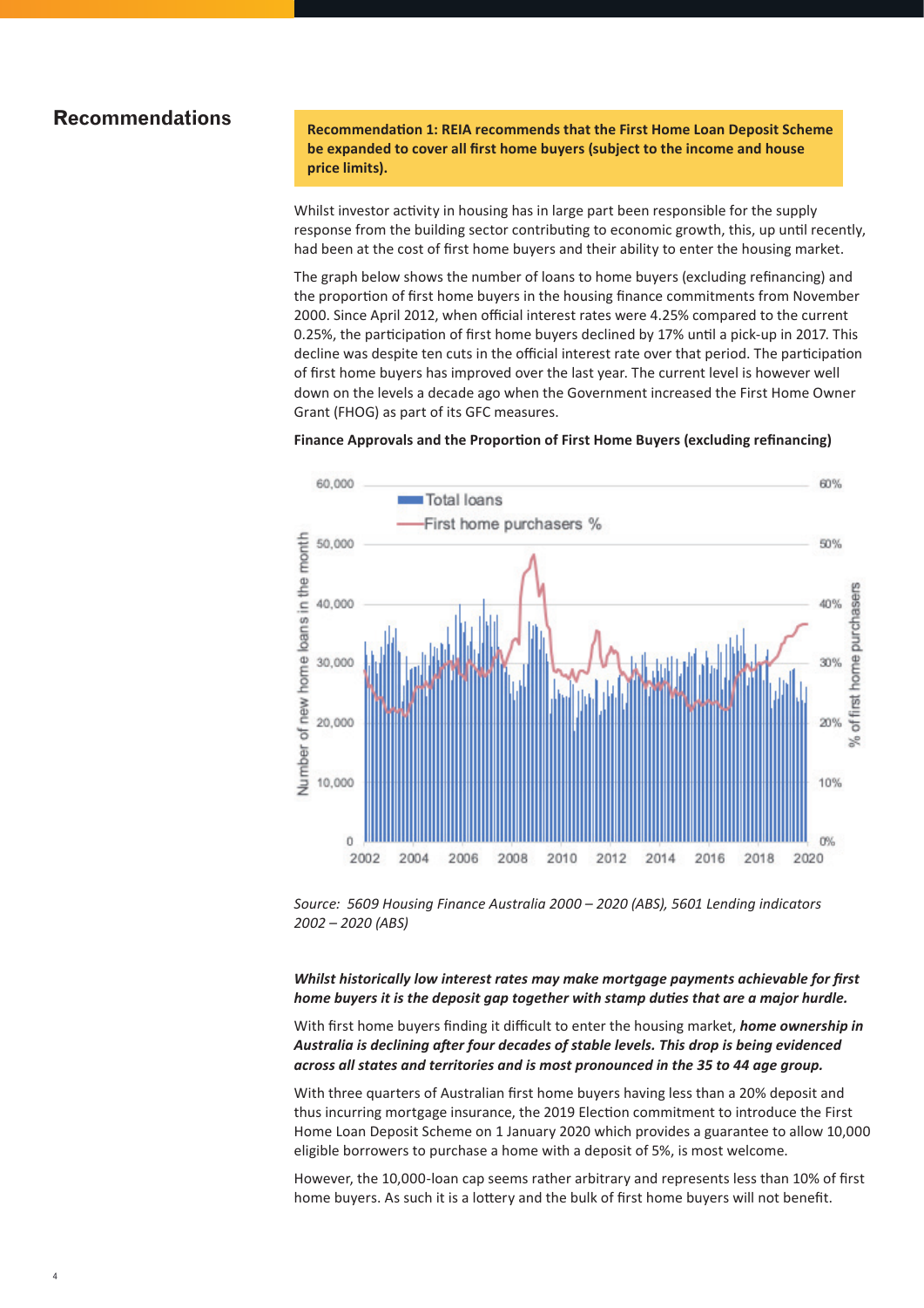## Recommendations

**Recommendation 1: REIA recommends that the First Home Loan Deposit Scheme be expanded to cover all first home buyers (subject to the income and house price limits).**

Whilst investor activity in housing has in large part been responsible for the supply response from the building sector contributing to economic growth, this, up until recently, had been at the cost of first home buyers and their ability to enter the housing market.

The graph below shows the number of loans to home buyers (excluding refinancing) and the proportion of first home buyers in the housing finance commitments from November 2000. Since April 2012, when official interest rates were 4.25% compared to the current 0.25%, the participation of first home buyers declined by 17% until a pick-up in 2017. This decline was despite ten cuts in the official interest rate over that period. The participation of first home buyers has improved over the last year. The current level is however well down on the levels a decade ago when the Government increased the First Home Owner Grant (FHOG) as part of its GFC measures.

**Finance Approvals and the Proportion of First Home Buyers (excluding refinancing)**

*Source: 5609 Housing Finance Australia 2000 – 2020 (ABS), 5601 Lending indicators 2002 – 2020 (ABS)*

***Whilst historically low interest rates may make mortgage payments achievable for first home buyers it is the deposit gap together with stamp duties that are a major hurdle.***

With first home buyers finding it difficult to enter the housing market, ***home ownership in Australia is declining after four decades of stable levels. This drop is being evidenced across all states and territories and is most pronounced in the 35 to 44 age group.***

With three quarters of Australian first home buyers having less than a 20% deposit and thus incurring mortgage insurance, the 2019 Election commitment to introduce the First Home Loan Deposit Scheme on 1 January 2020 which provides a guarantee to allow 10,000 eligible borrowers to purchase a home with a deposit of 5%, is most welcome.

However, the 10,000-loan cap seems rather arbitrary and represents less than 10% of first home buyers. As such it is a lottery and the bulk of first home buyers will not benefit.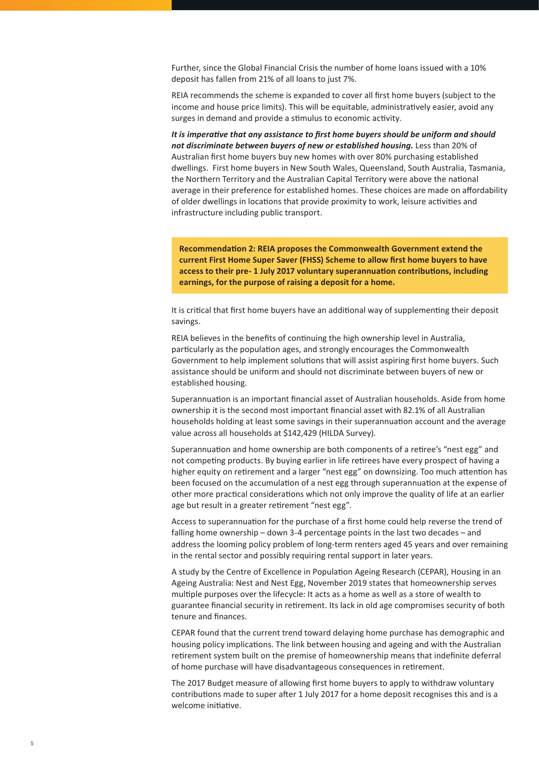Further, since the Global Financial Crisis the number of home loans issued with a 10% deposit has fallen from 21% of all loans to just 7%.

REIA recommends the scheme is expanded to cover all first home buyers (subject to the income and house price limits). This will be equitable, administratively easier, avoid any surges in demand and provide a stimulus to economic activity.

***It is imperative that any assistance to first home buyers should be uniform and should not discriminate between buyers of new or established housing.*** Less than 20% of Australian first home buyers buy new homes with over 80% purchasing established dwellings. First home buyers in New South Wales, Queensland, South Australia, Tasmania, the Northern Territory and the Australian Capital Territory were above the national average in their preference for established homes. These choices are made on affordability of older dwellings in locations that provide proximity to work, leisure activities and infrastructure including public transport.

> **Recommendation 2: REIA proposes the Commonwealth Government extend the current First Home Super Saver (FHSS) Scheme to allow first home buyers to have access to their pre- 1 July 2017 voluntary superannuation contributions, including earnings, for the purpose of raising a deposit for a home.**

It is critical that first home buyers have an additional way of supplementing their deposit savings.

REIA believes in the benefits of continuing the high ownership level in Australia, particularly as the population ages, and strongly encourages the Commonwealth Government to help implement solutions that will assist aspiring first home buyers. Such assistance should be uniform and should not discriminate between buyers of new or established housing.

Superannuation is an important financial asset of Australian households. Aside from home ownership it is the second most important financial asset with 82.1% of all Australian households holding at least some savings in their superannuation account and the average value across all households at $142,429 (HILDA Survey).

Superannuation and home ownership are both components of a retiree's "nest egg" and not competing products. By buying earlier in life retirees have every prospect of having a higher equity on retirement and a larger "nest egg" on downsizing. Too much attention has been focused on the accumulation of a nest egg through superannuation at the expense of other more practical considerations which not only improve the quality of life at an earlier age but result in a greater retirement "nest egg".

Access to superannuation for the purchase of a first home could help reverse the trend of falling home ownership – down 3-4 percentage points in the last two decades – and address the looming policy problem of long-term renters aged 45 years and over remaining in the rental sector and possibly requiring rental support in later years.

A study by the Centre of Excellence in Population Ageing Research (CEPAR), Housing in an Ageing Australia: Nest and Nest Egg, November 2019 states that homeownership serves multiple purposes over the lifecycle: It acts as a home as well as a store of wealth to guarantee financial security in retirement. Its lack in old age compromises security of both tenure and finances.

CEPAR found that the current trend toward delaying home purchase has demographic and housing policy implications. The link between housing and ageing and with the Australian retirement system built on the premise of homeownership means that indefinite deferral of home purchase will have disadvantageous consequences in retirement.

The 2017 Budget measure of allowing first home buyers to apply to withdraw voluntary contributions made to super after 1 July 2017 for a home deposit recognises this and is a welcome initiative.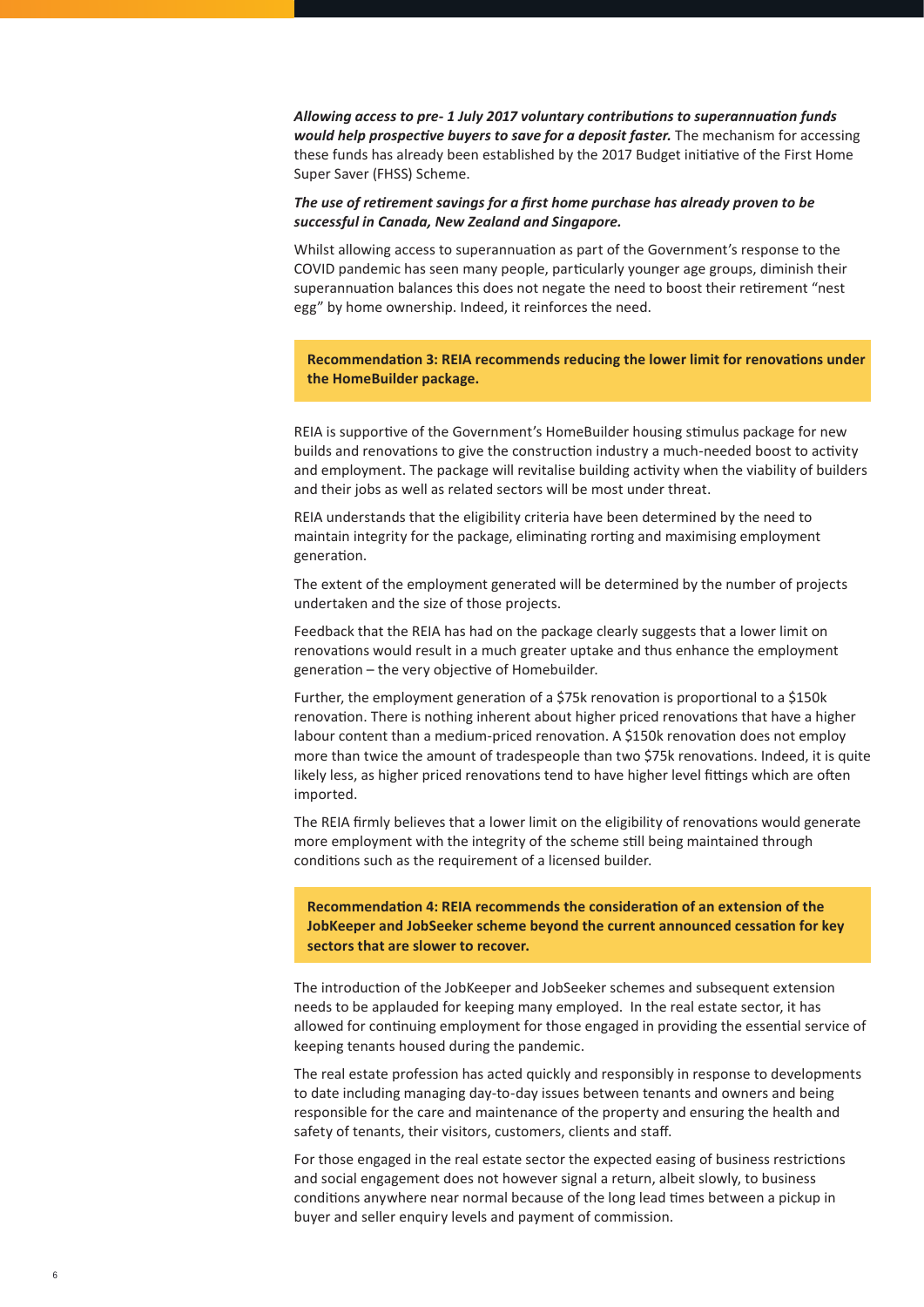***Allowing access to pre- 1 July 2017 voluntary contributions to superannuation funds would help prospective buyers to save for a deposit faster.*** The mechanism for accessing these funds has already been established by the 2017 Budget initiative of the First Home Super Saver (FHSS) Scheme.

***The use of retirement savings for a first home purchase has already proven to be successful in Canada, New Zealand and Singapore.***

Whilst allowing access to superannuation as part of the Government's response to the COVID pandemic has seen many people, particularly younger age groups, diminish their superannuation balances this does not negate the need to boost their retirement "nest egg" by home ownership. Indeed, it reinforces the need.

**Recommendation 3: REIA recommends reducing the lower limit for renovations under the HomeBuilder package.**

REIA is supportive of the Government's HomeBuilder housing stimulus package for new builds and renovations to give the construction industry a much-needed boost to activity and employment. The package will revitalise building activity when the viability of builders and their jobs as well as related sectors will be most under threat.

REIA understands that the eligibility criteria have been determined by the need to maintain integrity for the package, eliminating rorting and maximising employment generation.

The extent of the employment generated will be determined by the number of projects undertaken and the size of those projects.

Feedback that the REIA has had on the package clearly suggests that a lower limit on renovations would result in a much greater uptake and thus enhance the employment generation – the very objective of Homebuilder.

Further, the employment generation of a $75k renovation is proportional to a $150k renovation. There is nothing inherent about higher priced renovations that have a higher labour content than a medium-priced renovation. A $150k renovation does not employ more than twice the amount of tradespeople than two $75k renovations. Indeed, it is quite likely less, as higher priced renovations tend to have higher level fittings which are often imported.

The REIA firmly believes that a lower limit on the eligibility of renovations would generate more employment with the integrity of the scheme still being maintained through conditions such as the requirement of a licensed builder.

**Recommendation 4: REIA recommends the consideration of an extension of the JobKeeper and JobSeeker scheme beyond the current announced cessation for key sectors that are slower to recover.**

The introduction of the JobKeeper and JobSeeker schemes and subsequent extension needs to be applauded for keeping many employed. In the real estate sector, it has allowed for continuing employment for those engaged in providing the essential service of keeping tenants housed during the pandemic.

The real estate profession has acted quickly and responsibly in response to developments to date including managing day-to-day issues between tenants and owners and being responsible for the care and maintenance of the property and ensuring the health and safety of tenants, their visitors, customers, clients and staff.

For those engaged in the real estate sector the expected easing of business restrictions and social engagement does not however signal a return, albeit slowly, to business conditions anywhere near normal because of the long lead times between a pickup in buyer and seller enquiry levels and payment of commission.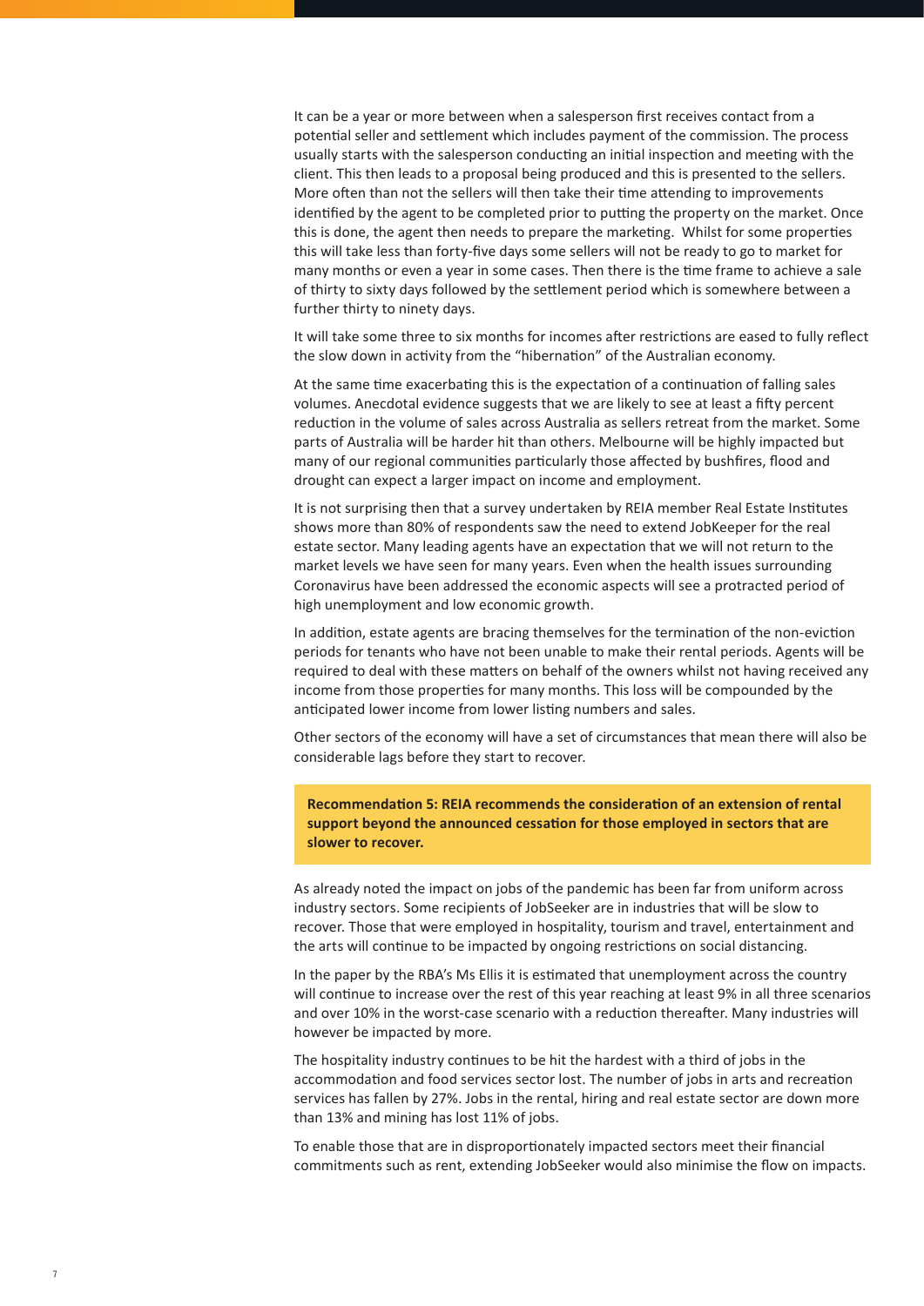It can be a year or more between when a salesperson first receives contact from a potential seller and settlement which includes payment of the commission. The process usually starts with the salesperson conducting an initial inspection and meeting with the client. This then leads to a proposal being produced and this is presented to the sellers. More often than not the sellers will then take their time attending to improvements identified by the agent to be completed prior to putting the property on the market. Once this is done, the agent then needs to prepare the marketing. Whilst for some properties this will take less than forty-five days some sellers will not be ready to go to market for many months or even a year in some cases. Then there is the time frame to achieve a sale of thirty to sixty days followed by the settlement period which is somewhere between a further thirty to ninety days.

It will take some three to six months for incomes after restrictions are eased to fully reflect the slow down in activity from the "hibernation" of the Australian economy.

At the same time exacerbating this is the expectation of a continuation of falling sales volumes. Anecdotal evidence suggests that we are likely to see at least a fifty percent reduction in the volume of sales across Australia as sellers retreat from the market. Some parts of Australia will be harder hit than others. Melbourne will be highly impacted but many of our regional communities particularly those affected by bushfires, flood and drought can expect a larger impact on income and employment.

It is not surprising then that a survey undertaken by REIA member Real Estate Institutes shows more than 80% of respondents saw the need to extend JobKeeper for the real estate sector. Many leading agents have an expectation that we will not return to the market levels we have seen for many years. Even when the health issues surrounding Coronavirus have been addressed the economic aspects will see a protracted period of high unemployment and low economic growth.

In addition, estate agents are bracing themselves for the termination of the non-eviction periods for tenants who have not been unable to make their rental periods. Agents will be required to deal with these matters on behalf of the owners whilst not having received any income from those properties for many months. This loss will be compounded by the anticipated lower income from lower listing numbers and sales.

Other sectors of the economy will have a set of circumstances that mean there will also be considerable lags before they start to recover.

**Recommendation 5: REIA recommends the consideration of an extension of rental support beyond the announced cessation for those employed in sectors that are slower to recover.**

As already noted the impact on jobs of the pandemic has been far from uniform across industry sectors. Some recipients of JobSeeker are in industries that will be slow to recover. Those that were employed in hospitality, tourism and travel, entertainment and the arts will continue to be impacted by ongoing restrictions on social distancing.

In the paper by the RBA's Ms Ellis it is estimated that unemployment across the country will continue to increase over the rest of this year reaching at least 9% in all three scenarios and over 10% in the worst-case scenario with a reduction thereafter. Many industries will however be impacted by more.

The hospitality industry continues to be hit the hardest with a third of jobs in the accommodation and food services sector lost. The number of jobs in arts and recreation services has fallen by 27%. Jobs in the rental, hiring and real estate sector are down more than 13% and mining has lost 11% of jobs.

To enable those that are in disproportionately impacted sectors meet their financial commitments such as rent, extending JobSeeker would also minimise the flow on impacts.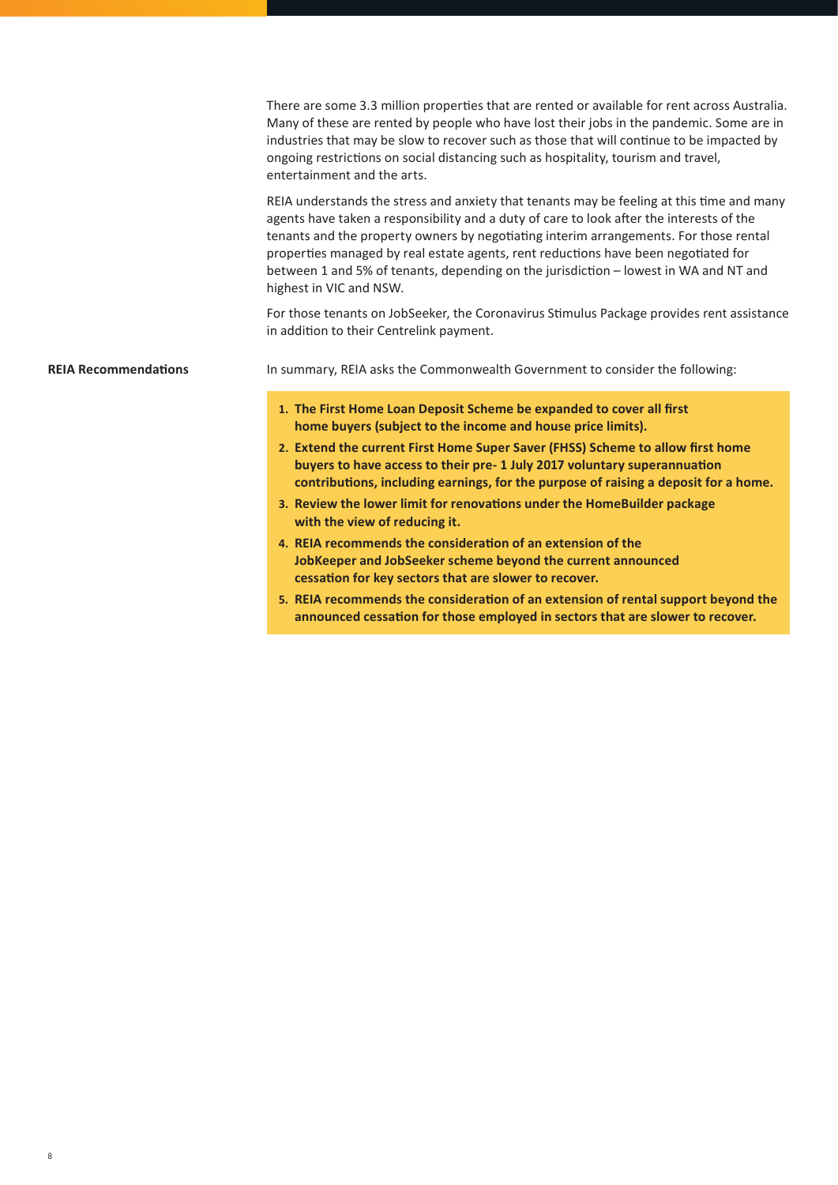There are some 3.3 million properties that are rented or available for rent across Australia. Many of these are rented by people who have lost their jobs in the pandemic. Some are in industries that may be slow to recover such as those that will continue to be impacted by ongoing restrictions on social distancing such as hospitality, tourism and travel, entertainment and the arts.

REIA understands the stress and anxiety that tenants may be feeling at this time and many agents have taken a responsibility and a duty of care to look after the interests of the tenants and the property owners by negotiating interim arrangements. For those rental properties managed by real estate agents, rent reductions have been negotiated for between 1 and 5% of tenants, depending on the jurisdiction – lowest in WA and NT and highest in VIC and NSW.

For those tenants on JobSeeker, the Coronavirus Stimulus Package provides rent assistance in addition to their Centrelink payment.

**REIA Recommendations**

In summary, REIA asks the Commonwealth Government to consider the following:

1. **The First Home Loan Deposit Scheme be expanded to cover all first home buyers (subject to the income and house price limits).**
2. **Extend the current First Home Super Saver (FHSS) Scheme to allow first home buyers to have access to their pre- 1 July 2017 voluntary superannuation contributions, including earnings, for the purpose of raising a deposit for a home.**
3. **Review the lower limit for renovations under the HomeBuilder package with the view of reducing it.**
4. **REIA recommends the consideration of an extension of the JobKeeper and JobSeeker scheme beyond the current announced cessation for key sectors that are slower to recover.**
5. **REIA recommends the consideration of an extension of rental support beyond the announced cessation for those employed in sectors that are slower to recover.**